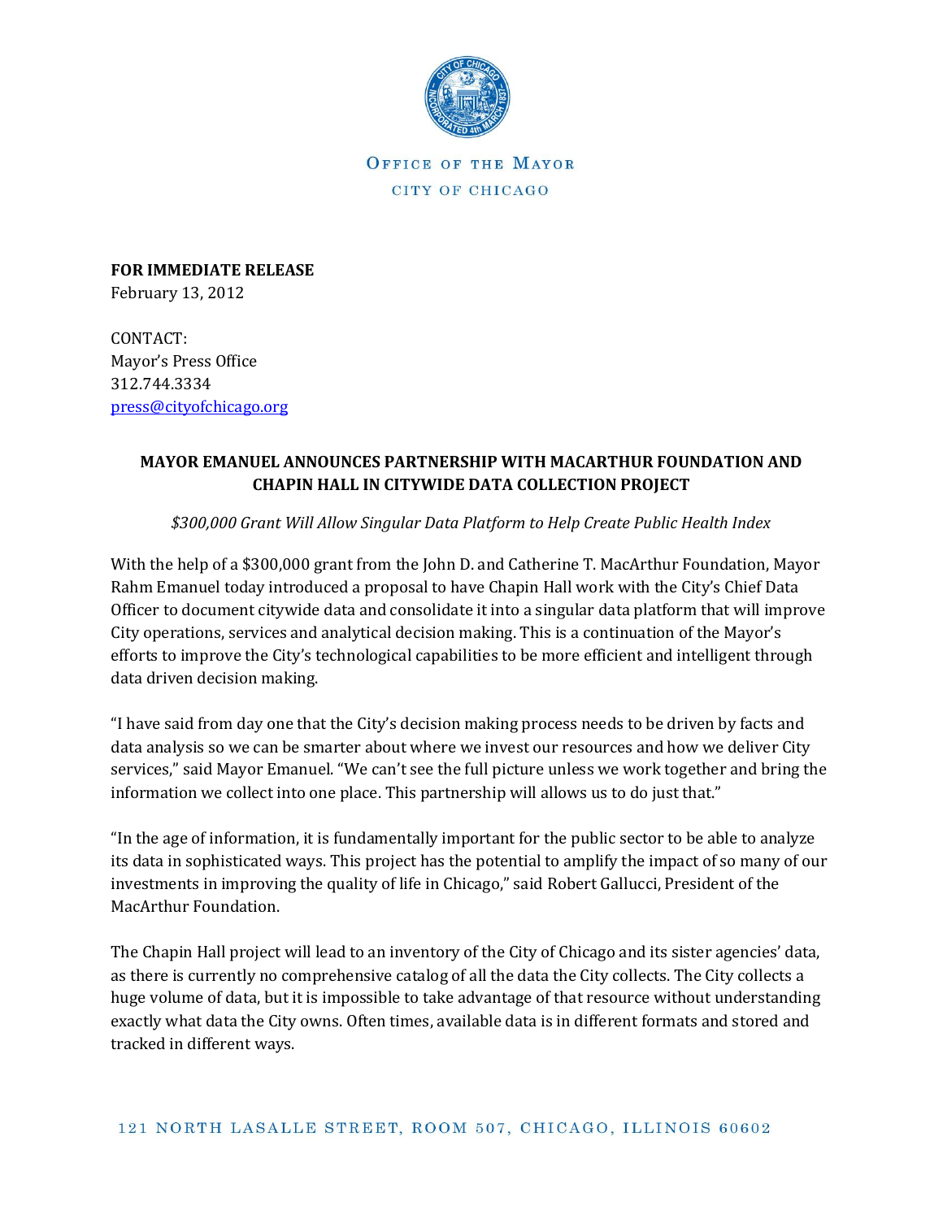OFFICE OF THE MAYOR
CITY OF CHICAGO

**FOR IMMEDIATE RELEASE**
February 13, 2012

CONTACT:
Mayor's Press Office
312.744.3334
press@cityofchicago.org

## MAYOR EMANUEL ANNOUNCES PARTNERSHIP WITH MACARTHUR FOUNDATION AND CHAPIN HALL IN CITYWIDE DATA COLLECTION PROJECT

*$300,000 Grant Will Allow Singular Data Platform to Help Create Public Health Index*

With the help of a $300,000 grant from the John D. and Catherine T. MacArthur Foundation, Mayor Rahm Emanuel today introduced a proposal to have Chapin Hall work with the City's Chief Data Officer to document citywide data and consolidate it into a singular data platform that will improve City operations, services and analytical decision making. This is a continuation of the Mayor's efforts to improve the City's technological capabilities to be more efficient and intelligent through data driven decision making.

"I have said from day one that the City's decision making process needs to be driven by facts and data analysis so we can be smarter about where we invest our resources and how we deliver City services," said Mayor Emanuel. "We can't see the full picture unless we work together and bring the information we collect into one place. This partnership will allows us to do just that."

"In the age of information, it is fundamentally important for the public sector to be able to analyze its data in sophisticated ways. This project has the potential to amplify the impact of so many of our investments in improving the quality of life in Chicago," said Robert Gallucci, President of the MacArthur Foundation.

The Chapin Hall project will lead to an inventory of the City of Chicago and its sister agencies' data, as there is currently no comprehensive catalog of all the data the City collects. The City collects a huge volume of data, but it is impossible to take advantage of that resource without understanding exactly what data the City owns. Often times, available data is in different formats and stored and tracked in different ways.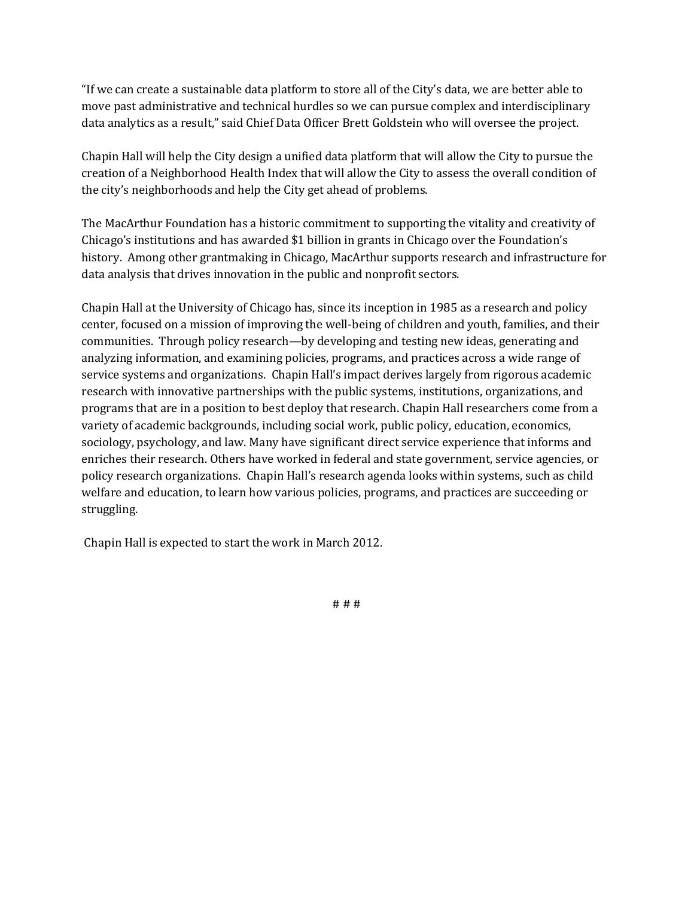"If we can create a sustainable data platform to store all of the City's data, we are better able to move past administrative and technical hurdles so we can pursue complex and interdisciplinary data analytics as a result," said Chief Data Officer Brett Goldstein who will oversee the project.

Chapin Hall will help the City design a unified data platform that will allow the City to pursue the creation of a Neighborhood Health Index that will allow the City to assess the overall condition of the city's neighborhoods and help the City get ahead of problems.

The MacArthur Foundation has a historic commitment to supporting the vitality and creativity of Chicago's institutions and has awarded $1 billion in grants in Chicago over the Foundation's history. Among other grantmaking in Chicago, MacArthur supports research and infrastructure for data analysis that drives innovation in the public and nonprofit sectors.

Chapin Hall at the University of Chicago has, since its inception in 1985 as a research and policy center, focused on a mission of improving the well-being of children and youth, families, and their communities. Through policy research—by developing and testing new ideas, generating and analyzing information, and examining policies, programs, and practices across a wide range of service systems and organizations. Chapin Hall's impact derives largely from rigorous academic research with innovative partnerships with the public systems, institutions, organizations, and programs that are in a position to best deploy that research. Chapin Hall researchers come from a variety of academic backgrounds, including social work, public policy, education, economics, sociology, psychology, and law. Many have significant direct service experience that informs and enriches their research. Others have worked in federal and state government, service agencies, or policy research organizations. Chapin Hall's research agenda looks within systems, such as child welfare and education, to learn how various policies, programs, and practices are succeeding or struggling.

Chapin Hall is expected to start the work in March 2012.

# # #